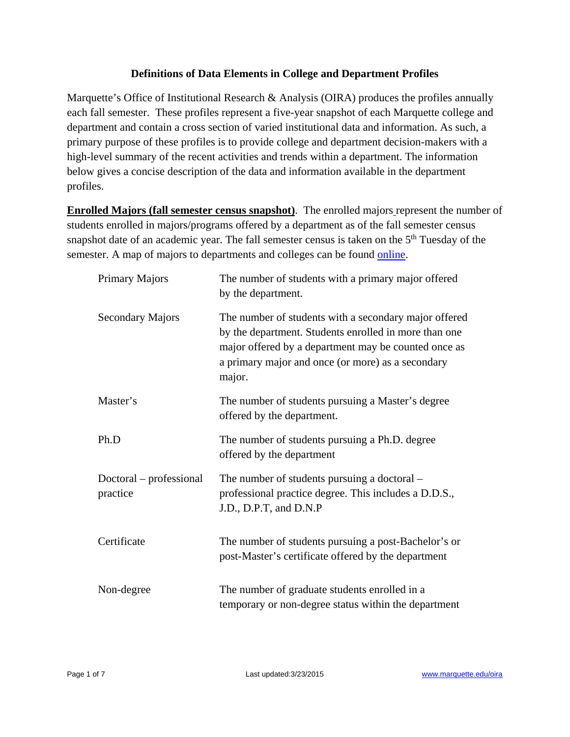# Definitions of Data Elements in College and Department Profiles

Marquette's Office of Institutional Research & Analysis (OIRA) produces the profiles annually each fall semester. These profiles represent a five-year snapshot of each Marquette college and department and contain a cross section of varied institutional data and information. As such, a primary purpose of these profiles is to provide college and department decision-makers with a high-level summary of the recent activities and trends within a department. The information below gives a concise description of the data and information available in the department profiles.

**Enrolled Majors (fall semester census snapshot)**. The enrolled majors represent the number of students enrolled in majors/programs offered by a department as of the fall semester census snapshot date of an academic year. The fall semester census is taken on the 5th Tuesday of the semester. A map of majors to departments and colleges can be found online.

| | |
|---|---|
| Primary Majors | The number of students with a primary major offered by the department. |
| Secondary Majors | The number of students with a secondary major offered by the department. Students enrolled in more than one major offered by a department may be counted once as a primary major and once (or more) as a secondary major. |
| Master's | The number of students pursuing a Master's degree offered by the department. |
| Ph.D | The number of students pursuing a Ph.D. degree offered by the department |
| Doctoral – professional practice | The number of students pursuing a doctoral – professional practice degree. This includes a D.D.S., J.D., D.P.T, and D.N.P |
| Certificate | The number of students pursuing a post-Bachelor's or post-Master's certificate offered by the department |
| Non-degree | The number of graduate students enrolled in a temporary or non-degree status within the department |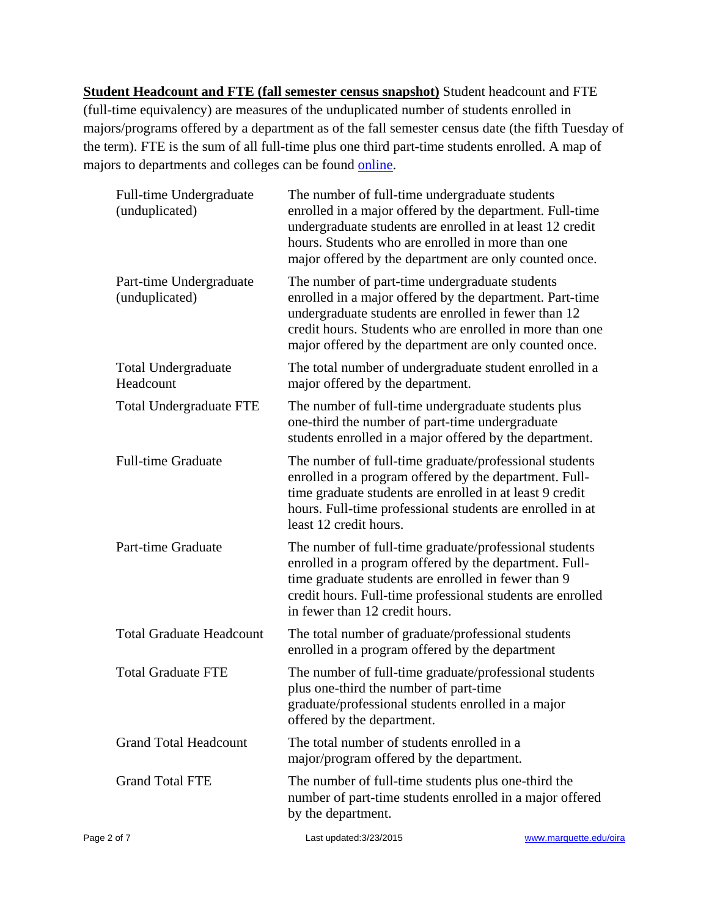**Student Headcount and FTE (fall semester census snapshot)** Student headcount and FTE (full-time equivalency) are measures of the unduplicated number of students enrolled in majors/programs offered by a department as of the fall semester census date (the fifth Tuesday of the term). FTE is the sum of all full-time plus one third part-time students enrolled. A map of majors to departments and colleges can be found online.

| | |
|---|---|
| Full-time Undergraduate (unduplicated) | The number of full-time undergraduate students enrolled in a major offered by the department. Full-time undergraduate students are enrolled in at least 12 credit hours. Students who are enrolled in more than one major offered by the department are only counted once. |
| Part-time Undergraduate (unduplicated) | The number of part-time undergraduate students enrolled in a major offered by the department. Part-time undergraduate students are enrolled in fewer than 12 credit hours. Students who are enrolled in more than one major offered by the department are only counted once. |
| Total Undergraduate Headcount | The total number of undergraduate student enrolled in a major offered by the department. |
| Total Undergraduate FTE | The number of full-time undergraduate students plus one-third the number of part-time undergraduate students enrolled in a major offered by the department. |
| Full-time Graduate | The number of full-time graduate/professional students enrolled in a program offered by the department. Full-time graduate students are enrolled in at least 9 credit hours. Full-time professional students are enrolled in at least 12 credit hours. |
| Part-time Graduate | The number of full-time graduate/professional students enrolled in a program offered by the department. Full-time graduate students are enrolled in fewer than 9 credit hours. Full-time professional students are enrolled in fewer than 12 credit hours. |
| Total Graduate Headcount | The total number of graduate/professional students enrolled in a program offered by the department |
| Total Graduate FTE | The number of full-time graduate/professional students plus one-third the number of part-time graduate/professional students enrolled in a major offered by the department. |
| Grand Total Headcount | The total number of students enrolled in a major/program offered by the department. |
| Grand Total FTE | The number of full-time students plus one-third the number of part-time students enrolled in a major offered by the department. |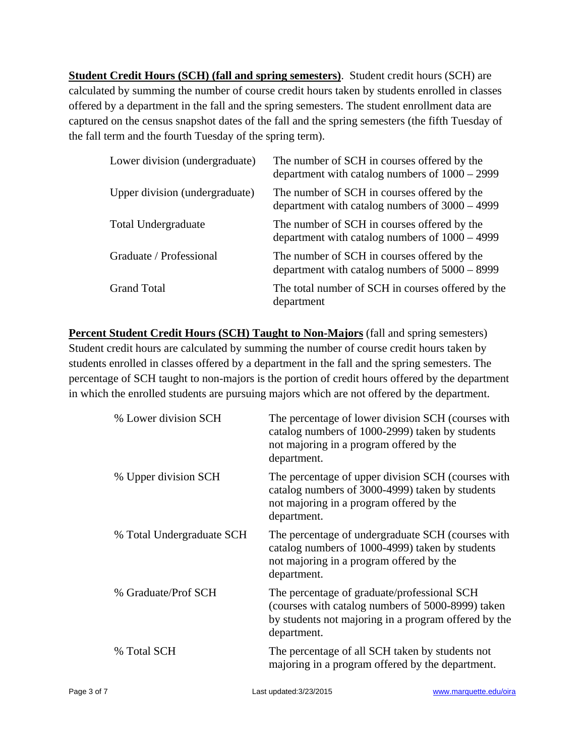**Student Credit Hours (SCH) (fall and spring semesters)**. Student credit hours (SCH) are calculated by summing the number of course credit hours taken by students enrolled in classes offered by a department in the fall and the spring semesters. The student enrollment data are captured on the census snapshot dates of the fall and the spring semesters (the fifth Tuesday of the fall term and the fourth Tuesday of the spring term).

| | |
|---|---|
| Lower division (undergraduate) | The number of SCH in courses offered by the department with catalog numbers of 1000 – 2999 |
| Upper division (undergraduate) | The number of SCH in courses offered by the department with catalog numbers of 3000 – 4999 |
| Total Undergraduate | The number of SCH in courses offered by the department with catalog numbers of 1000 – 4999 |
| Graduate / Professional | The number of SCH in courses offered by the department with catalog numbers of 5000 – 8999 |
| Grand Total | The total number of SCH in courses offered by the department |

**Percent Student Credit Hours (SCH) Taught to Non-Majors** (fall and spring semesters) Student credit hours are calculated by summing the number of course credit hours taken by students enrolled in classes offered by a department in the fall and the spring semesters. The percentage of SCH taught to non-majors is the portion of credit hours offered by the department in which the enrolled students are pursuing majors which are not offered by the department.

| | |
|---|---|
| % Lower division SCH | The percentage of lower division SCH (courses with catalog numbers of 1000-2999) taken by students not majoring in a program offered by the department. |
| % Upper division SCH | The percentage of upper division SCH (courses with catalog numbers of 3000-4999) taken by students not majoring in a program offered by the department. |
| % Total Undergraduate SCH | The percentage of undergraduate SCH (courses with catalog numbers of 1000-4999) taken by students not majoring in a program offered by the department. |
| % Graduate/Prof SCH | The percentage of graduate/professional SCH (courses with catalog numbers of 5000-8999) taken by students not majoring in a program offered by the department. |
| % Total SCH | The percentage of all SCH taken by students not majoring in a program offered by the department. |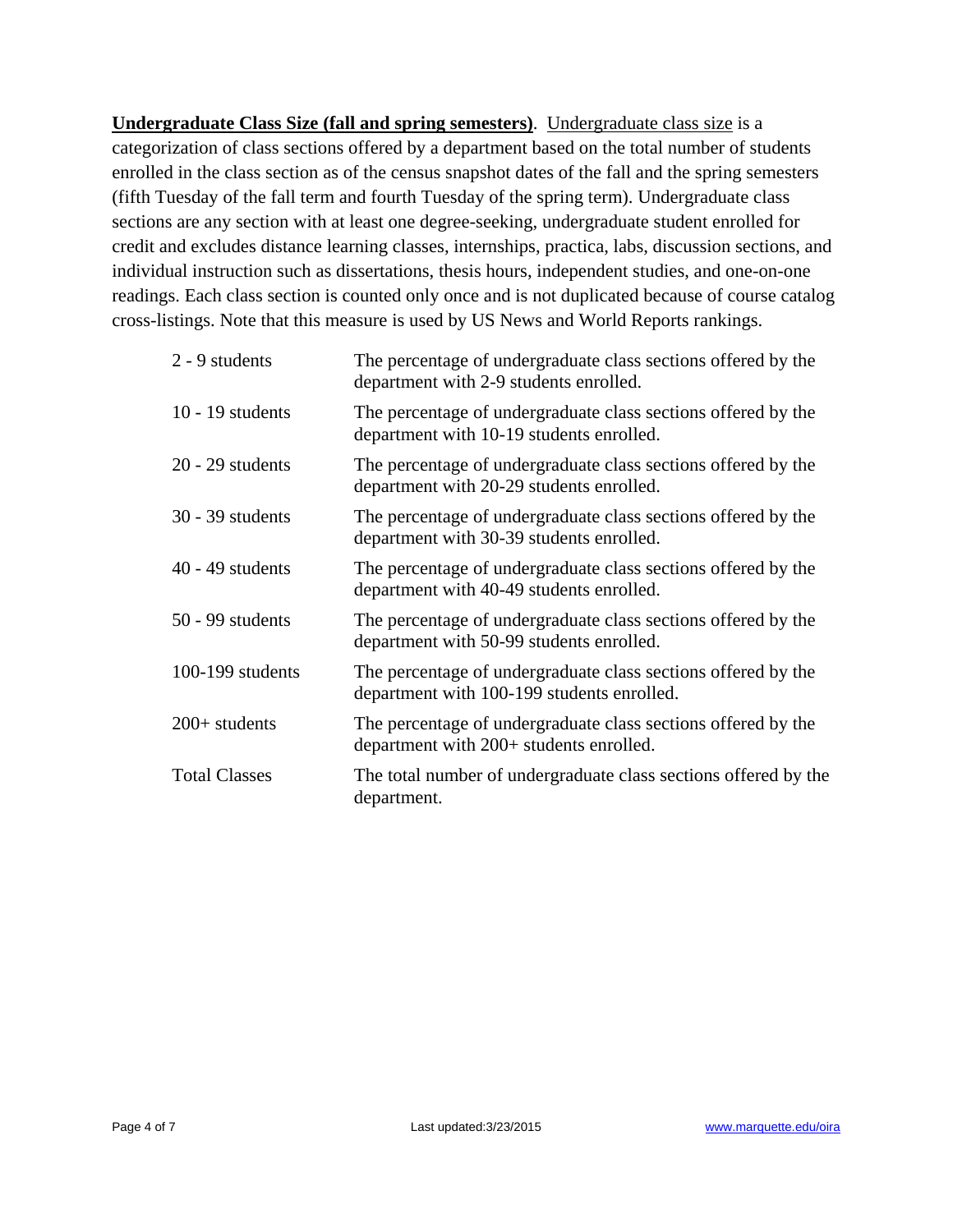**Undergraduate Class Size (fall and spring semesters)**. Undergraduate class size is a categorization of class sections offered by a department based on the total number of students enrolled in the class section as of the census snapshot dates of the fall and the spring semesters (fifth Tuesday of the fall term and fourth Tuesday of the spring term). Undergraduate class sections are any section with at least one degree-seeking, undergraduate student enrolled for credit and excludes distance learning classes, internships, practica, labs, discussion sections, and individual instruction such as dissertations, thesis hours, independent studies, and one-on-one readings. Each class section is counted only once and is not duplicated because of course catalog cross-listings. Note that this measure is used by US News and World Reports rankings.

| | |
|---|---|
| 2 - 9 students | The percentage of undergraduate class sections offered by the department with 2-9 students enrolled. |
| 10 - 19 students | The percentage of undergraduate class sections offered by the department with 10-19 students enrolled. |
| 20 - 29 students | The percentage of undergraduate class sections offered by the department with 20-29 students enrolled. |
| 30 - 39 students | The percentage of undergraduate class sections offered by the department with 30-39 students enrolled. |
| 40 - 49 students | The percentage of undergraduate class sections offered by the department with 40-49 students enrolled. |
| 50 - 99 students | The percentage of undergraduate class sections offered by the department with 50-99 students enrolled. |
| 100-199 students | The percentage of undergraduate class sections offered by the department with 100-199 students enrolled. |
| 200+ students | The percentage of undergraduate class sections offered by the department with 200+ students enrolled. |
| Total Classes | The total number of undergraduate class sections offered by the department. |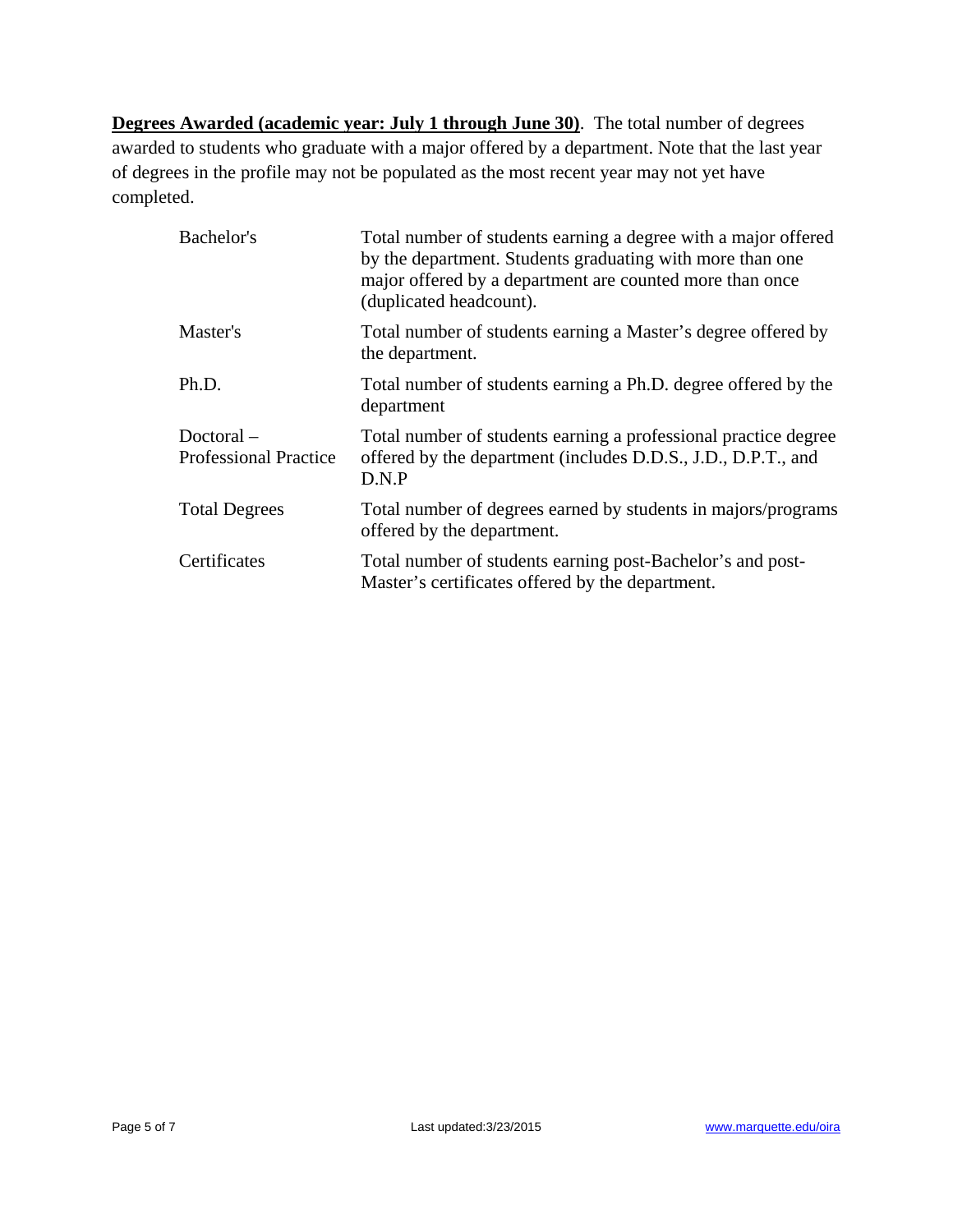**Degrees Awarded (academic year: July 1 through June 30)**. The total number of degrees awarded to students who graduate with a major offered by a department. Note that the last year of degrees in the profile may not be populated as the most recent year may not yet have completed.

| | |
|---|---|
| Bachelor's | Total number of students earning a degree with a major offered by the department. Students graduating with more than one major offered by a department are counted more than once (duplicated headcount). |
| Master's | Total number of students earning a Master's degree offered by the department. |
| Ph.D. | Total number of students earning a Ph.D. degree offered by the department |
| Doctoral – Professional Practice | Total number of students earning a professional practice degree offered by the department (includes D.D.S., J.D., D.P.T., and D.N.P |
| Total Degrees | Total number of degrees earned by students in majors/programs offered by the department. |
| Certificates | Total number of students earning post-Bachelor's and post-Master's certificates offered by the department. |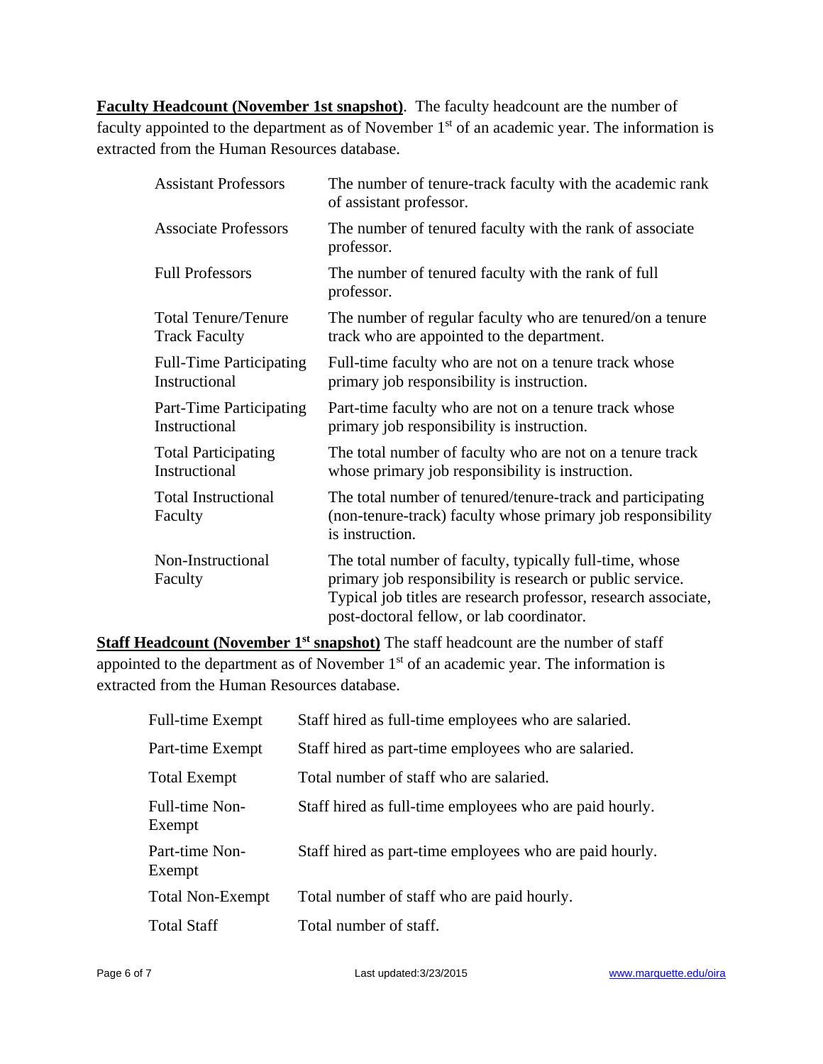**Faculty Headcount (November 1st snapshot)**. The faculty headcount are the number of faculty appointed to the department as of November 1st of an academic year. The information is extracted from the Human Resources database.

| | |
|---|---|
| Assistant Professors | The number of tenure-track faculty with the academic rank of assistant professor. |
| Associate Professors | The number of tenured faculty with the rank of associate professor. |
| Full Professors | The number of tenured faculty with the rank of full professor. |
| Total Tenure/Tenure Track Faculty | The number of regular faculty who are tenured/on a tenure track who are appointed to the department. |
| Full-Time Participating Instructional | Full-time faculty who are not on a tenure track whose primary job responsibility is instruction. |
| Part-Time Participating Instructional | Part-time faculty who are not on a tenure track whose primary job responsibility is instruction. |
| Total Participating Instructional | The total number of faculty who are not on a tenure track whose primary job responsibility is instruction. |
| Total Instructional Faculty | The total number of tenured/tenure-track and participating (non-tenure-track) faculty whose primary job responsibility is instruction. |
| Non-Instructional Faculty | The total number of faculty, typically full-time, whose primary job responsibility is research or public service. Typical job titles are research professor, research associate, post-doctoral fellow, or lab coordinator. |

**Staff Headcount (November 1st snapshot)** The staff headcount are the number of staff appointed to the department as of November 1st of an academic year. The information is extracted from the Human Resources database.

| | |
|---|---|
| Full-time Exempt | Staff hired as full-time employees who are salaried. |
| Part-time Exempt | Staff hired as part-time employees who are salaried. |
| Total Exempt | Total number of staff who are salaried. |
| Full-time Non-Exempt | Staff hired as full-time employees who are paid hourly. |
| Part-time Non-Exempt | Staff hired as part-time employees who are paid hourly. |
| Total Non-Exempt | Total number of staff who are paid hourly. |
| Total Staff | Total number of staff. |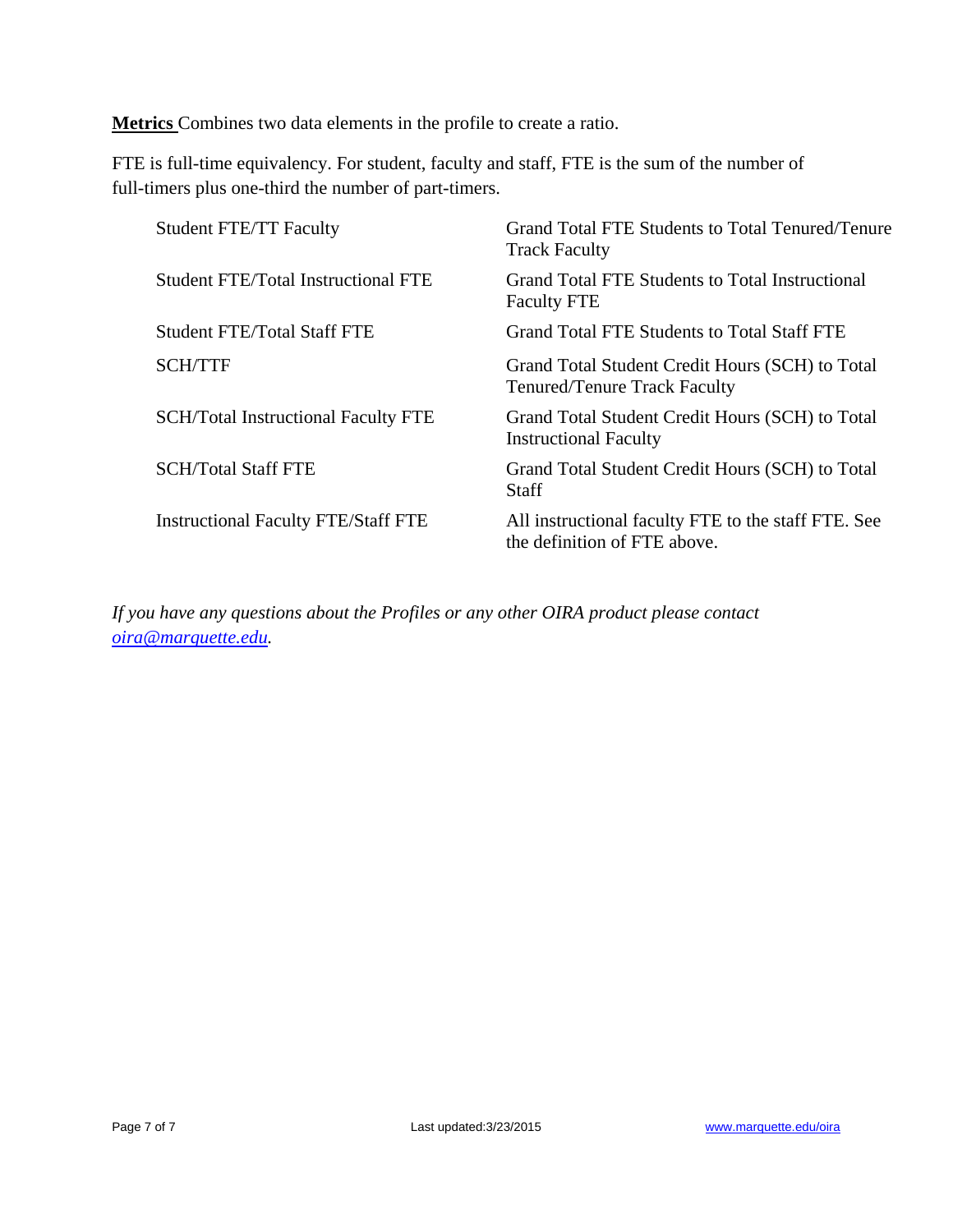**Metrics** Combines two data elements in the profile to create a ratio.

FTE is full-time equivalency. For student, faculty and staff, FTE is the sum of the number of full-timers plus one-third the number of part-timers.

| | |
|---|---|
| Student FTE/TT Faculty | Grand Total FTE Students to Total Tenured/Tenure Track Faculty |
| Student FTE/Total Instructional FTE | Grand Total FTE Students to Total Instructional Faculty FTE |
| Student FTE/Total Staff FTE | Grand Total FTE Students to Total Staff FTE |
| SCH/TTF | Grand Total Student Credit Hours (SCH) to Total Tenured/Tenure Track Faculty |
| SCH/Total Instructional Faculty FTE | Grand Total Student Credit Hours (SCH) to Total Instructional Faculty |
| SCH/Total Staff FTE | Grand Total Student Credit Hours (SCH) to Total Staff |
| Instructional Faculty FTE/Staff FTE | All instructional faculty FTE to the staff FTE. See the definition of FTE above. |

*If you have any questions about the Profiles or any other OIRA product please contact [oira@marquette.edu](mailto:oira@marquette.edu).*